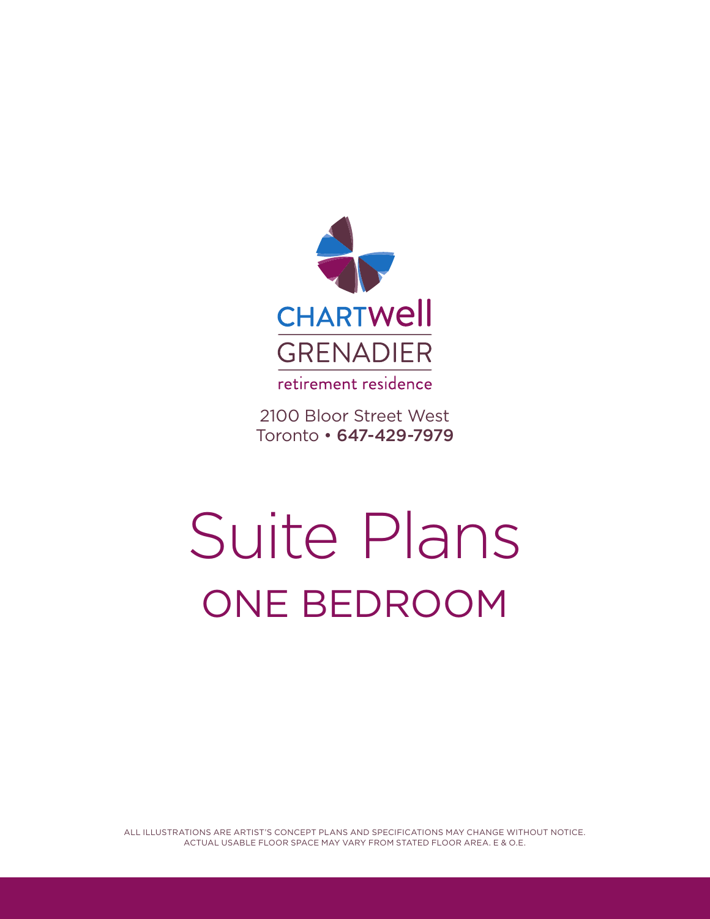CHARTWELL

GRENADIER

retirement residence

2100 Bloor Street West
Toronto • **647-429-7979**

# Suite Plans

## ONE BEDROOM

ALL ILLUSTRATIONS ARE ARTIST'S CONCEPT PLANS AND SPECIFICATIONS MAY CHANGE WITHOUT NOTICE.
ACTUAL USABLE FLOOR SPACE MAY VARY FROM STATED FLOOR AREA. E & O.E.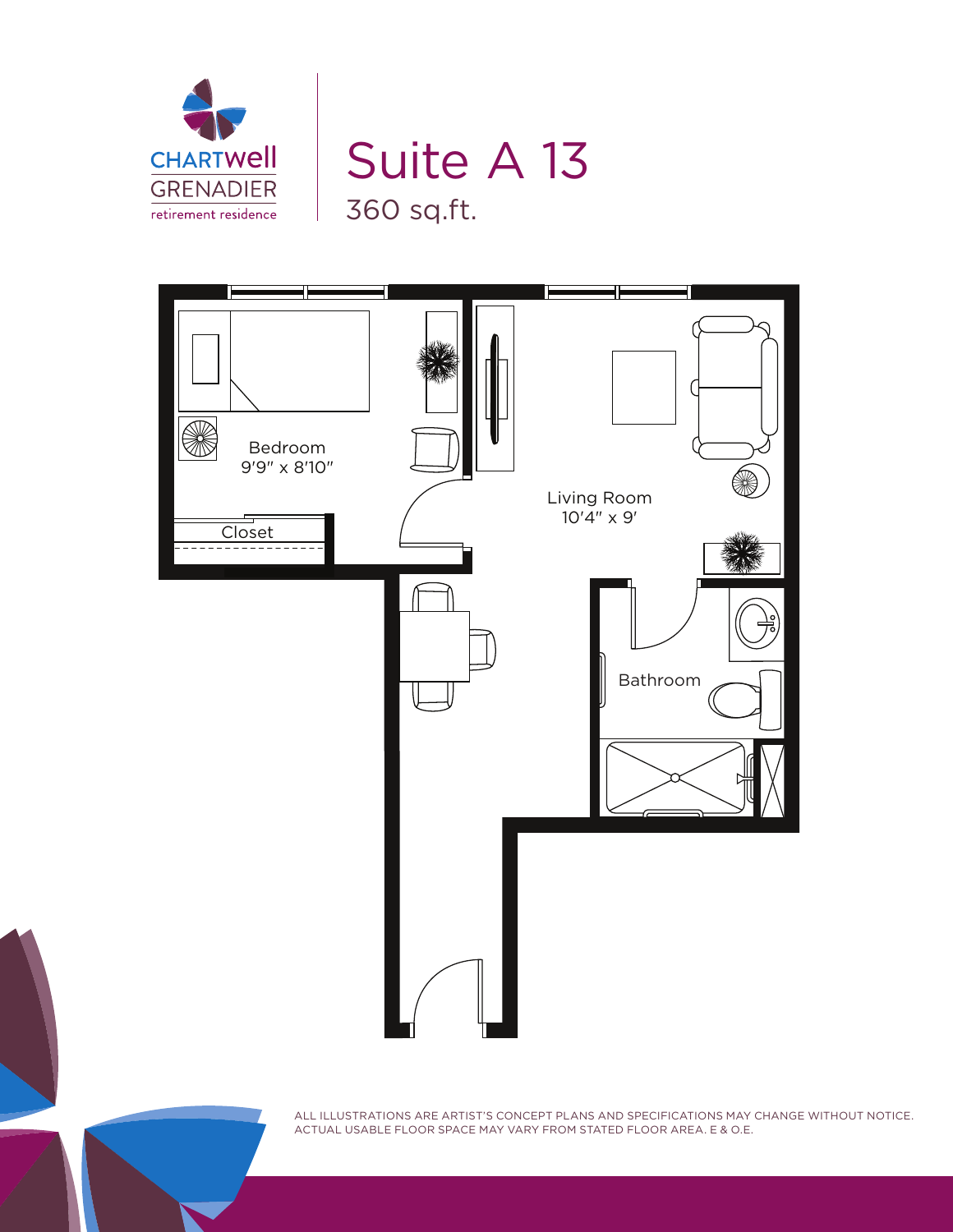CHARTWell GRENADIER retirement residence

# Suite A 13

360 sq.ft.

Bedroom
9'9" x 8'10"

Closet

Living Room
10'4" x 9'

Bathroom

ALL ILLUSTRATIONS ARE ARTIST'S CONCEPT PLANS AND SPECIFICATIONS MAY CHANGE WITHOUT NOTICE. ACTUAL USABLE FLOOR SPACE MAY VARY FROM STATED FLOOR AREA. E & O.E.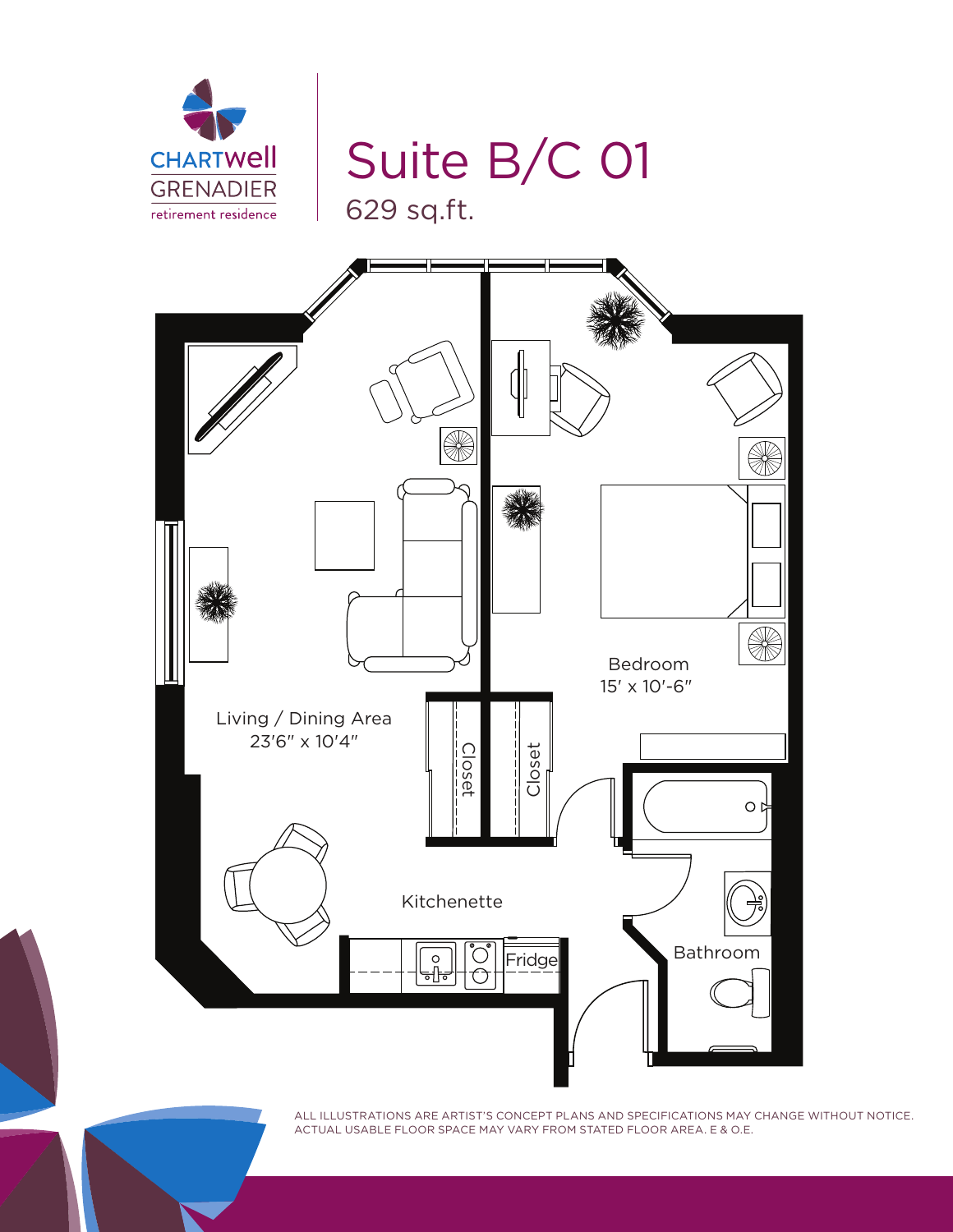CHARTWell
GRENADIER
retirement residence

# Suite B/C 01

629 sq.ft.

Living / Dining Area
23'6" x 10'4"

Bedroom
15' x 10'-6"

Closet

Closet

Kitchenette

Fridge

Bathroom

ALL ILLUSTRATIONS ARE ARTIST'S CONCEPT PLANS AND SPECIFICATIONS MAY CHANGE WITHOUT NOTICE. ACTUAL USABLE FLOOR SPACE MAY VARY FROM STATED FLOOR AREA. E & O.E.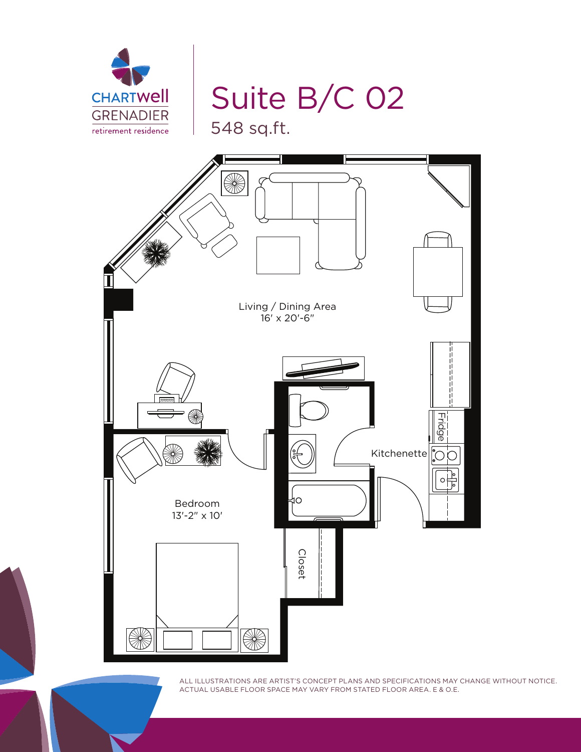CHARTWELL GRENADIER
retirement residence

# Suite B/C 02

548 sq.ft.

Living / Dining Area
16′ x 20′-6″

Bedroom
13′-2″ x 10′

Kitchenette

Fridge

Closet

ALL ILLUSTRATIONS ARE ARTIST'S CONCEPT PLANS AND SPECIFICATIONS MAY CHANGE WITHOUT NOTICE.
ACTUAL USABLE FLOOR SPACE MAY VARY FROM STATED FLOOR AREA. E & O.E.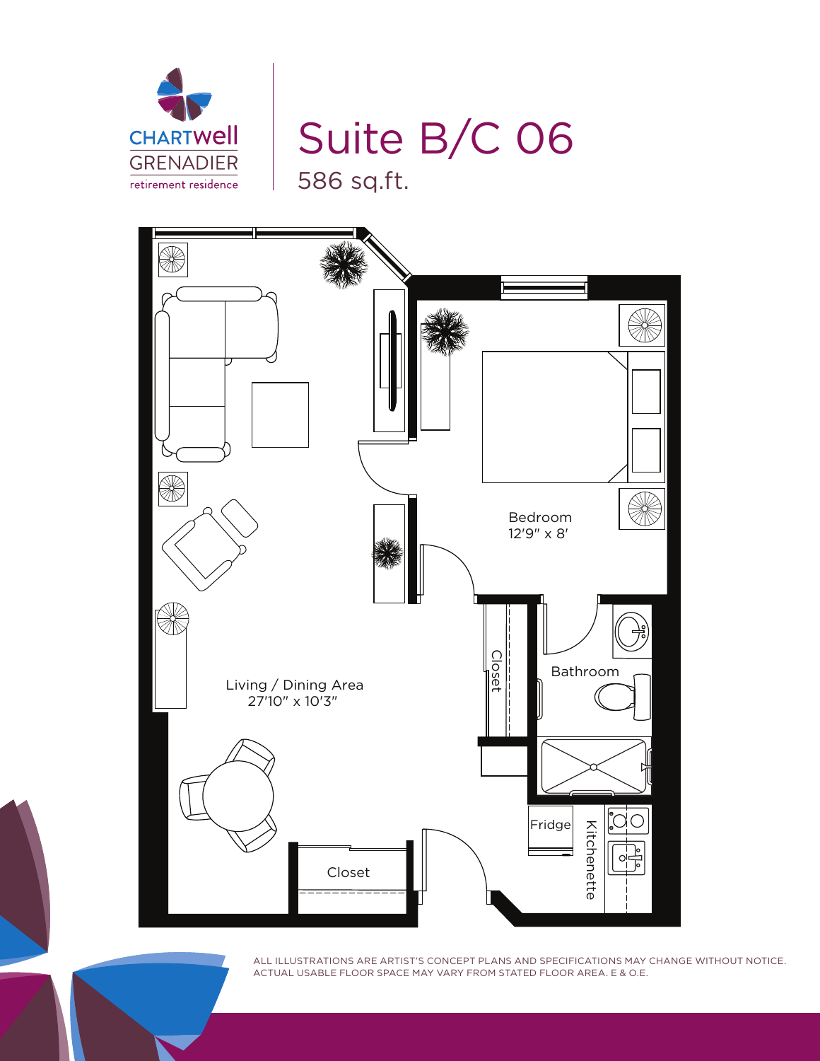CHARTWell GRENADIER retirement residence

# Suite B/C 06

586 sq.ft.

Bedroom
12'9" x 8'

Closet

Bathroom

Living / Dining Area
27'10" x 10'3"

Fridge

Kitchenette

Closet

ALL ILLUSTRATIONS ARE ARTIST'S CONCEPT PLANS AND SPECIFICATIONS MAY CHANGE WITHOUT NOTICE.
ACTUAL USABLE FLOOR SPACE MAY VARY FROM STATED FLOOR AREA. E & O.E.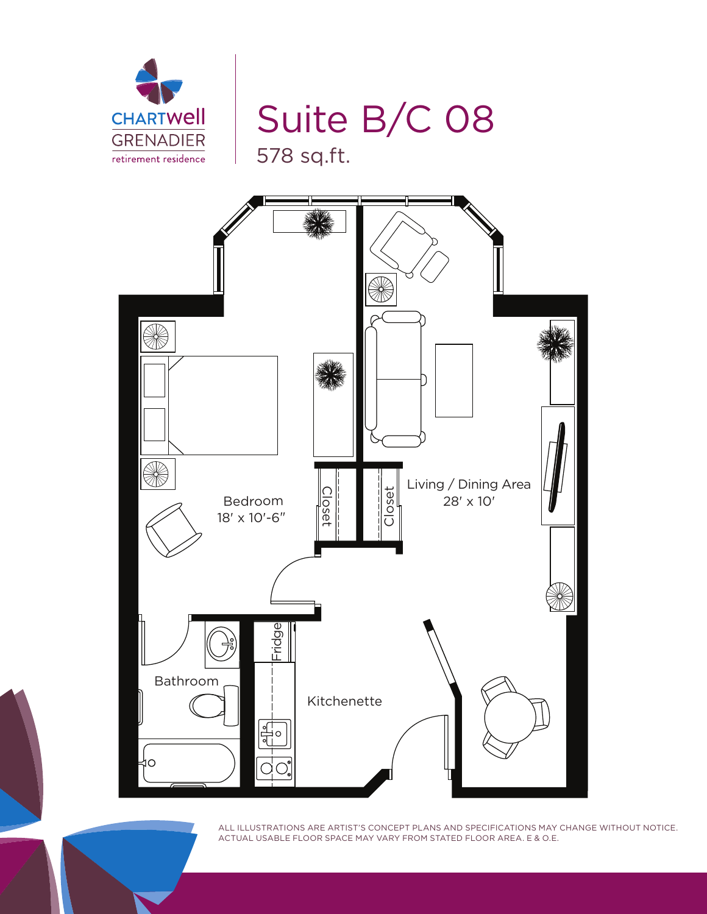CHARTWell GRENADIER retirement residence

# Suite B/C 08

578 sq.ft.

Bedroom
18′ x 10′-6″

Closet

Closet

Living / Dining Area
28′ x 10′

Fridge

Bathroom

Kitchenette

ALL ILLUSTRATIONS ARE ARTIST'S CONCEPT PLANS AND SPECIFICATIONS MAY CHANGE WITHOUT NOTICE. ACTUAL USABLE FLOOR SPACE MAY VARY FROM STATED FLOOR AREA. E & O.E.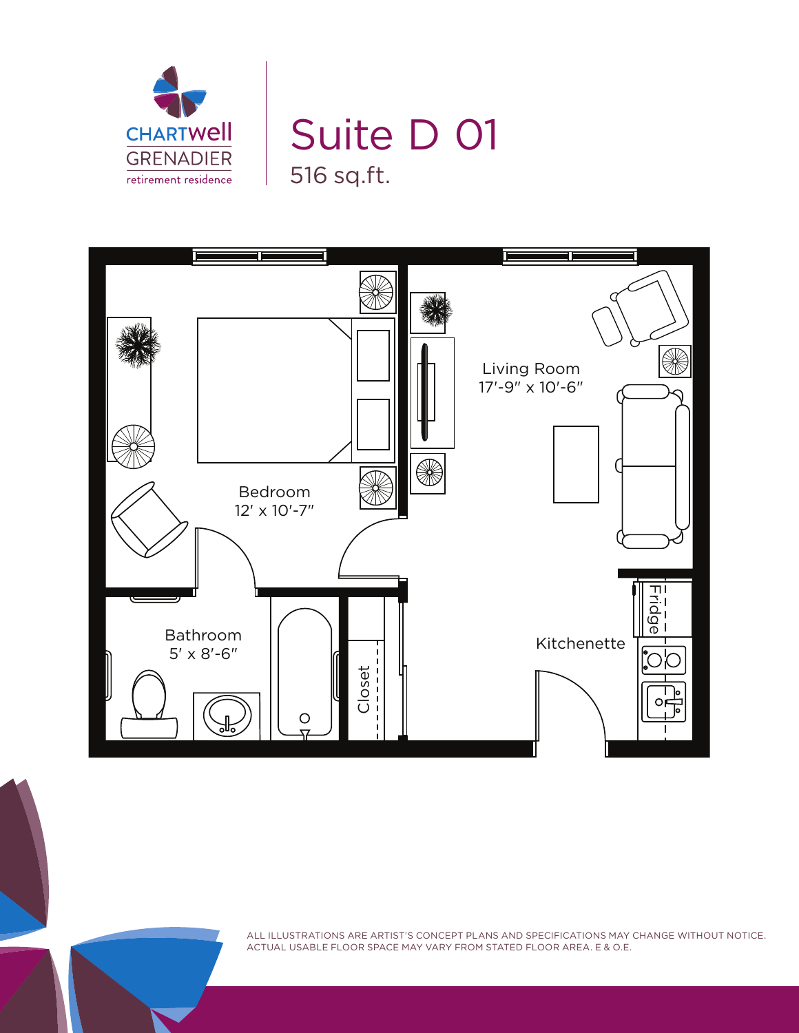CHARTwell GRENADIER retirement residence

# Suite D 01

516 sq.ft.

Bedroom
12′ x 10′-7″

Living Room
17′-9″ x 10′-6″

Bathroom
5′ x 8′-6″

Closet

Kitchenette

Fridge

ALL ILLUSTRATIONS ARE ARTIST'S CONCEPT PLANS AND SPECIFICATIONS MAY CHANGE WITHOUT NOTICE.
ACTUAL USABLE FLOOR SPACE MAY VARY FROM STATED FLOOR AREA. E & O.E.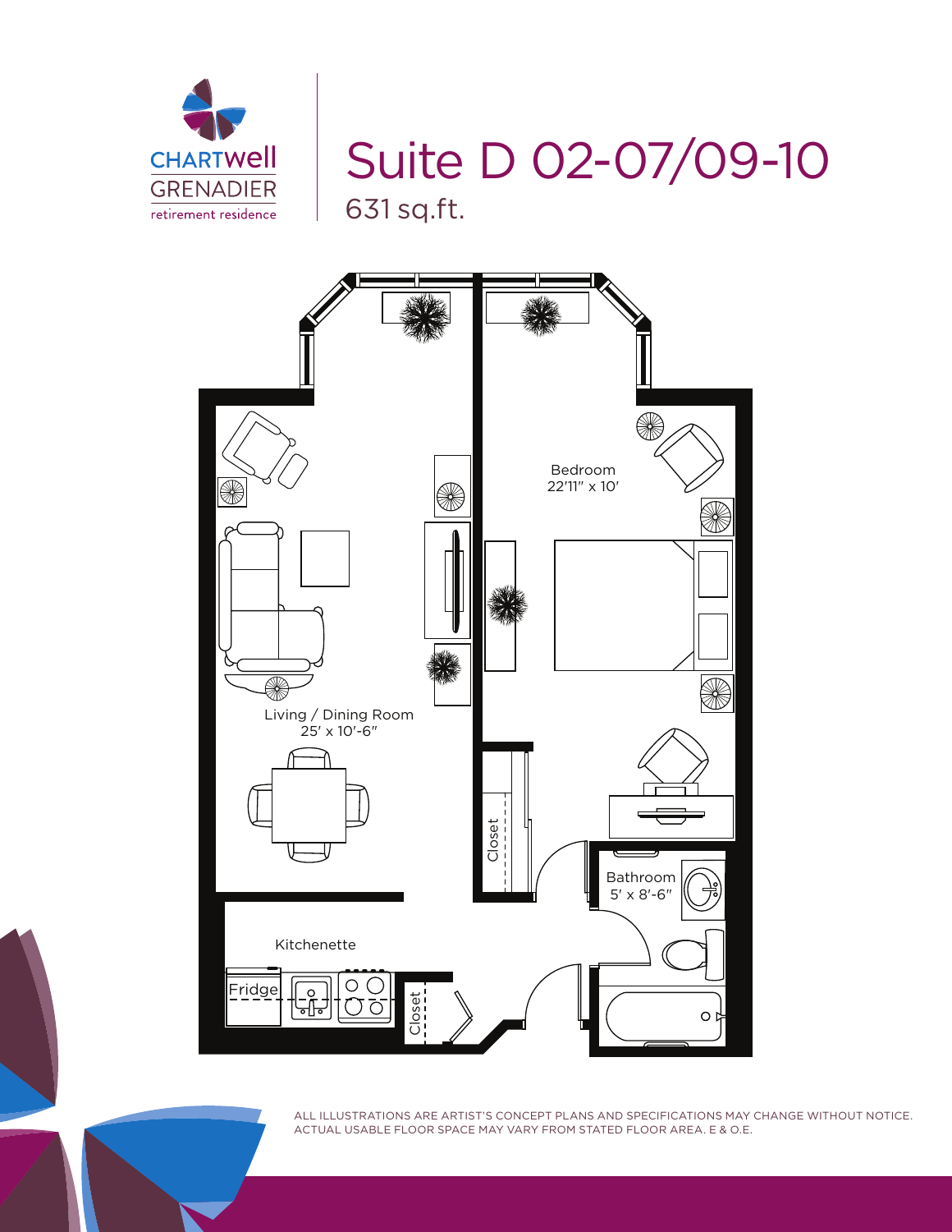CHARTWell GRENADIER retirement residence

# Suite D 02-07/09-10

631 sq.ft.

Bedroom
22'11" x 10'

Living / Dining Room
25' x 10'-6"

Closet

Bathroom
5' x 8'-6"

Kitchenette

Fridge

Closet

ALL ILLUSTRATIONS ARE ARTIST'S CONCEPT PLANS AND SPECIFICATIONS MAY CHANGE WITHOUT NOTICE. ACTUAL USABLE FLOOR SPACE MAY VARY FROM STATED FLOOR AREA. E & O.E.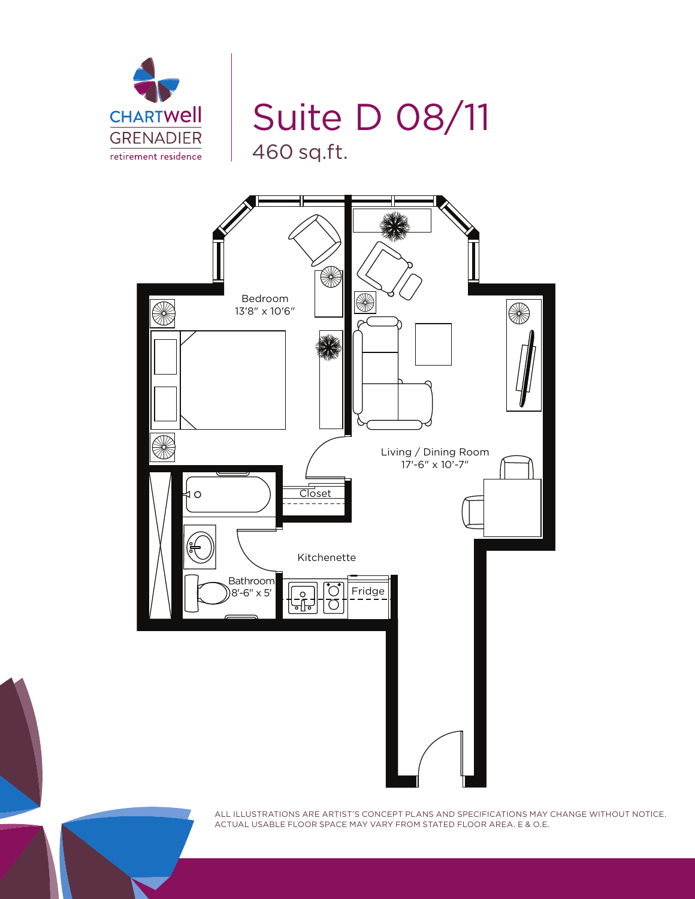CHARTwell GRENADIER
retirement residence

# Suite D 08/11

460 sq.ft.

Bedroom
13'8" x 10'6"

Living / Dining Room
17'-6" x 10'-7"

Closet

Kitchenette

Bathroom
8'-6" x 5'

Fridge

ALL ILLUSTRATIONS ARE ARTIST'S CONCEPT PLANS AND SPECIFICATIONS MAY CHANGE WITHOUT NOTICE. ACTUAL USABLE FLOOR SPACE MAY VARY FROM STATED FLOOR AREA. E & O.E.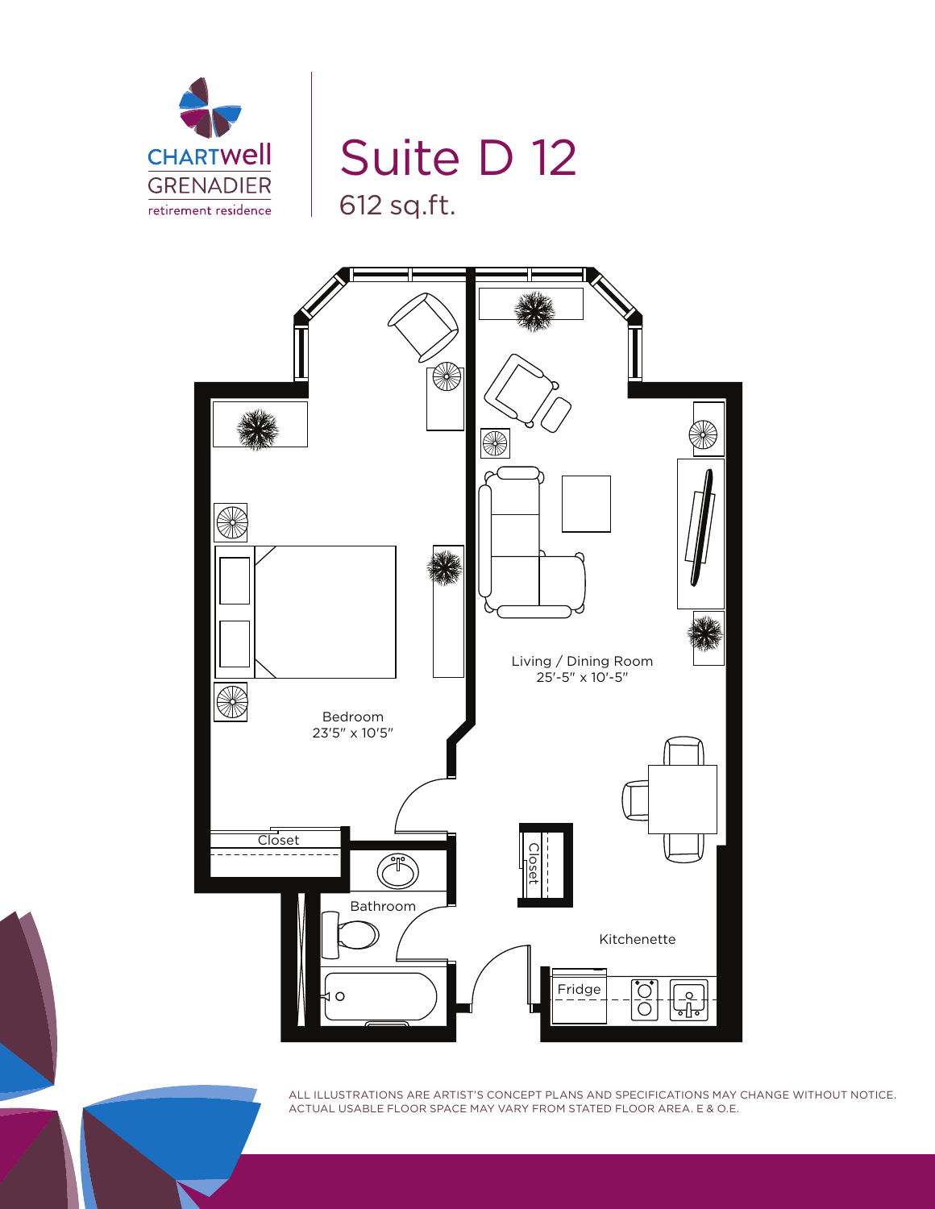CHARTWell GRENADIER retirement residence

# Suite D 12

612 sq.ft.

Bedroom
23'5" x 10'5"

Living / Dining Room
25'-5" x 10'-5"

Closet

Bathroom

Closet

Kitchenette

Fridge

ALL ILLUSTRATIONS ARE ARTIST'S CONCEPT PLANS AND SPECIFICATIONS MAY CHANGE WITHOUT NOTICE. ACTUAL USABLE FLOOR SPACE MAY VARY FROM STATED FLOOR AREA. E & O.E.